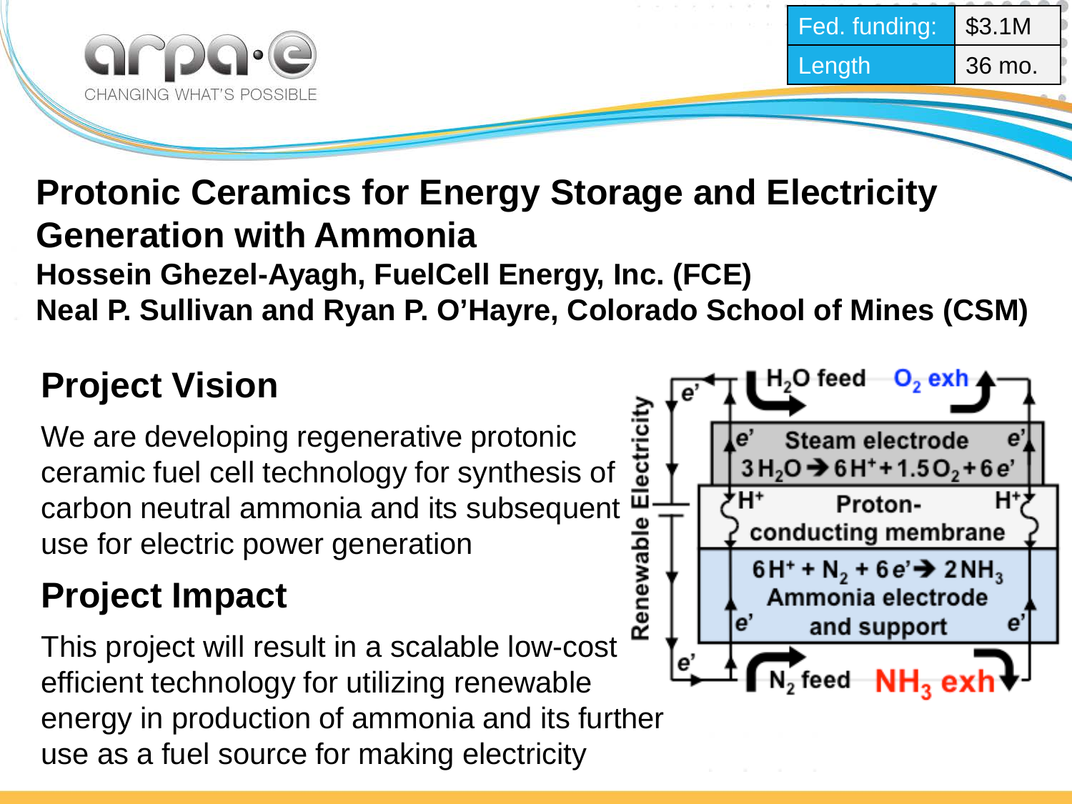| Fed. funding: | $3.1M |
| --- | --- |
| Length | 36 mo. |

# Protonic Ceramics for Energy Storage and Electricity Generation with Ammonia

**Hossein Ghezel-Ayagh, FuelCell Energy, Inc. (FCE)**

**Neal P. Sullivan and Ryan P. O'Hayre, Colorado School of Mines (CSM)**

## Project Vision

We are developing regenerative protonic ceramic fuel cell technology for synthesis of carbon neutral ammonia and its subsequent use for electric power generation

## Project Impact

This project will result in a scalable low-cost efficient technology for utilizing renewable energy in production of ammonia and its further use as a fuel source for making electricity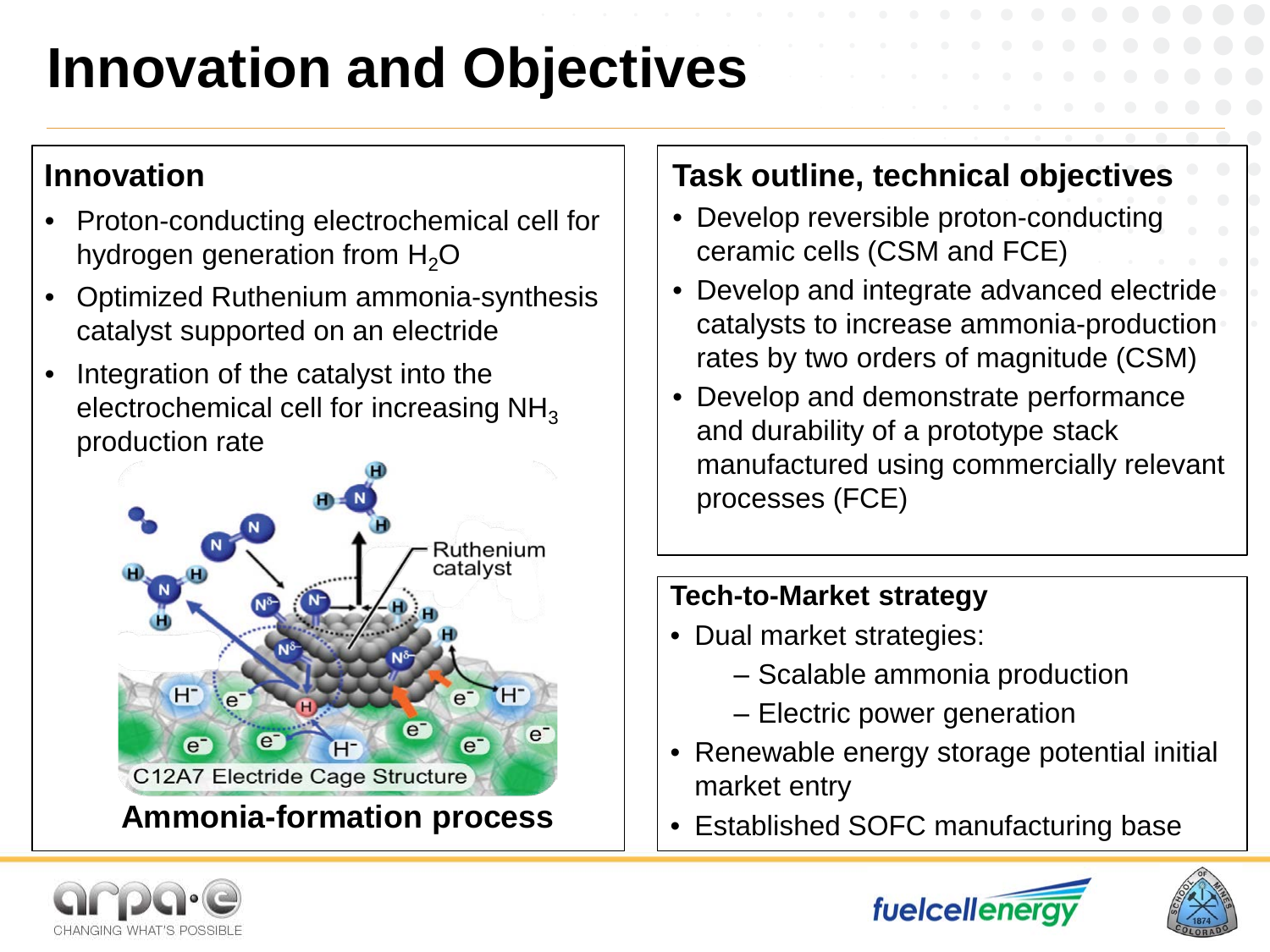# Innovation and Objectives

## Innovation

- Proton-conducting electrochemical cell for hydrogen generation from $H_2O$
- Optimized Ruthenium ammonia-synthesis catalyst supported on an electride
- Integration of the catalyst into the electrochemical cell for increasing $NH_3$ production rate

**Ammonia-formation process**

## Task outline, technical objectives

- Develop reversible proton-conducting ceramic cells (CSM and FCE)
- Develop and integrate advanced electride catalysts to increase ammonia-production rates by two orders of magnitude (CSM)
- Develop and demonstrate performance and durability of a prototype stack manufactured using commercially relevant processes (FCE)

## Tech-to-Market strategy

- Dual market strategies:
  - Scalable ammonia production
  - Electric power generation
- Renewable energy storage potential initial market entry
- Established SOFC manufacturing base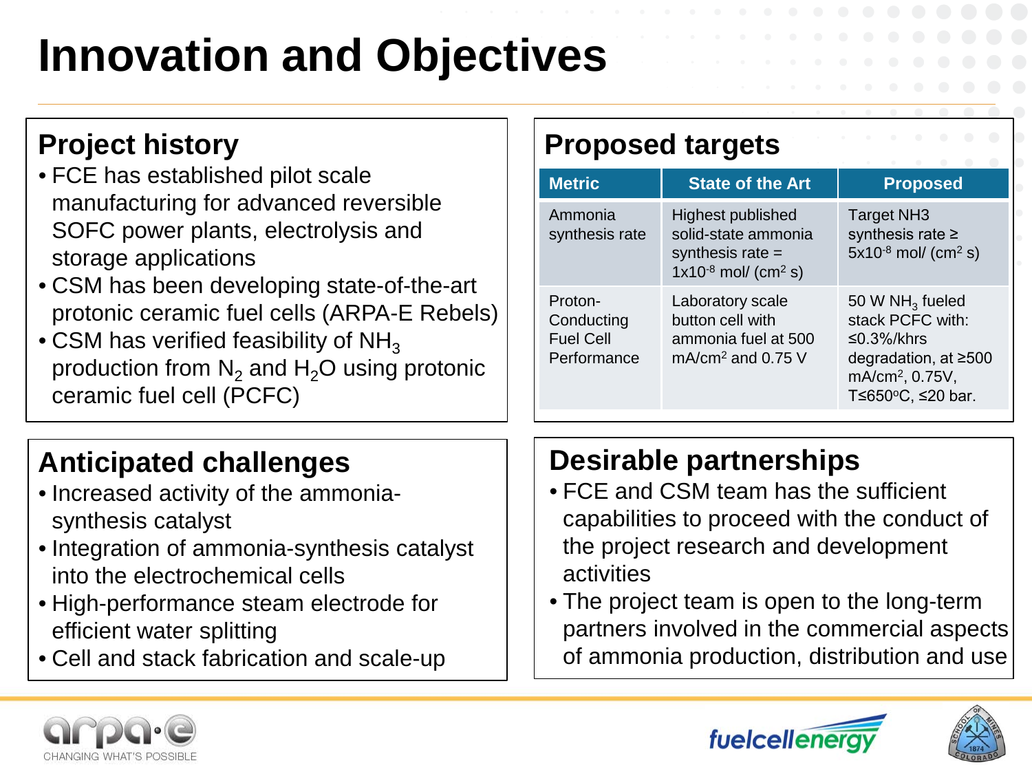# Innovation and Objectives

## Project history

- FCE has established pilot scale manufacturing for advanced reversible SOFC power plants, electrolysis and storage applications
- CSM has been developing state-of-the-art protonic ceramic fuel cells (ARPA-E Rebels)
- CSM has verified feasibility of $NH_3$ production from $N_2$ and $H_2O$ using protonic ceramic fuel cell (PCFC)

## Proposed targets

| Metric | State of the Art | Proposed |
|---|---|---|
| Ammonia synthesis rate | Highest published solid-state ammonia synthesis rate = $1 \times 10^{-8}$ mol/ ($cm^2$ s) | Target NH3 synthesis rate ≥ $5 \times 10^{-8}$ mol/ ($cm^2$ s) |
| Proton-Conducting Fuel Cell Performance | Laboratory scale button cell with ammonia fuel at 500 mA/$cm^2$ and 0.75 V | 50 W $NH_3$ fueled stack PCFC with: ≤0.3%/khrs degradation, at ≥500 mA/$cm^2$, 0.75V, T≤650°C, ≤20 bar. |

## Anticipated challenges

- Increased activity of the ammonia-synthesis catalyst
- Integration of ammonia-synthesis catalyst into the electrochemical cells
- High-performance steam electrode for efficient water splitting
- Cell and stack fabrication and scale-up

## Desirable partnerships

- FCE and CSM team has the sufficient capabilities to proceed with the conduct of the project research and development activities
- The project team is open to the long-term partners involved in the commercial aspects of ammonia production, distribution and use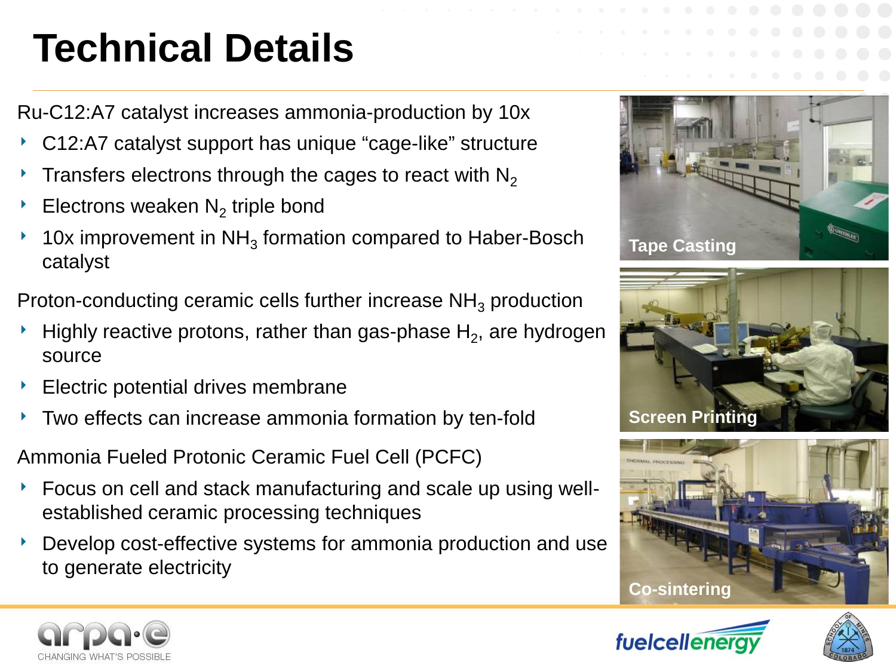# Technical Details

Ru-C12:A7 catalyst increases ammonia-production by 10x

- C12:A7 catalyst support has unique "cage-like" structure
- Transfers electrons through the cages to react with $N_2$
- Electrons weaken $N_2$ triple bond
- 10x improvement in $NH_3$ formation compared to Haber-Bosch catalyst

Proton-conducting ceramic cells further increase $NH_3$ production

- Highly reactive protons, rather than gas-phase $H_2$, are hydrogen source
- Electric potential drives membrane
- Two effects can increase ammonia formation by ten-fold

Ammonia Fueled Protonic Ceramic Fuel Cell (PCFC)

- Focus on cell and stack manufacturing and scale up using well-established ceramic processing techniques
- Develop cost-effective systems for ammonia production and use to generate electricity

Tape Casting

Screen Printing

Co-sintering